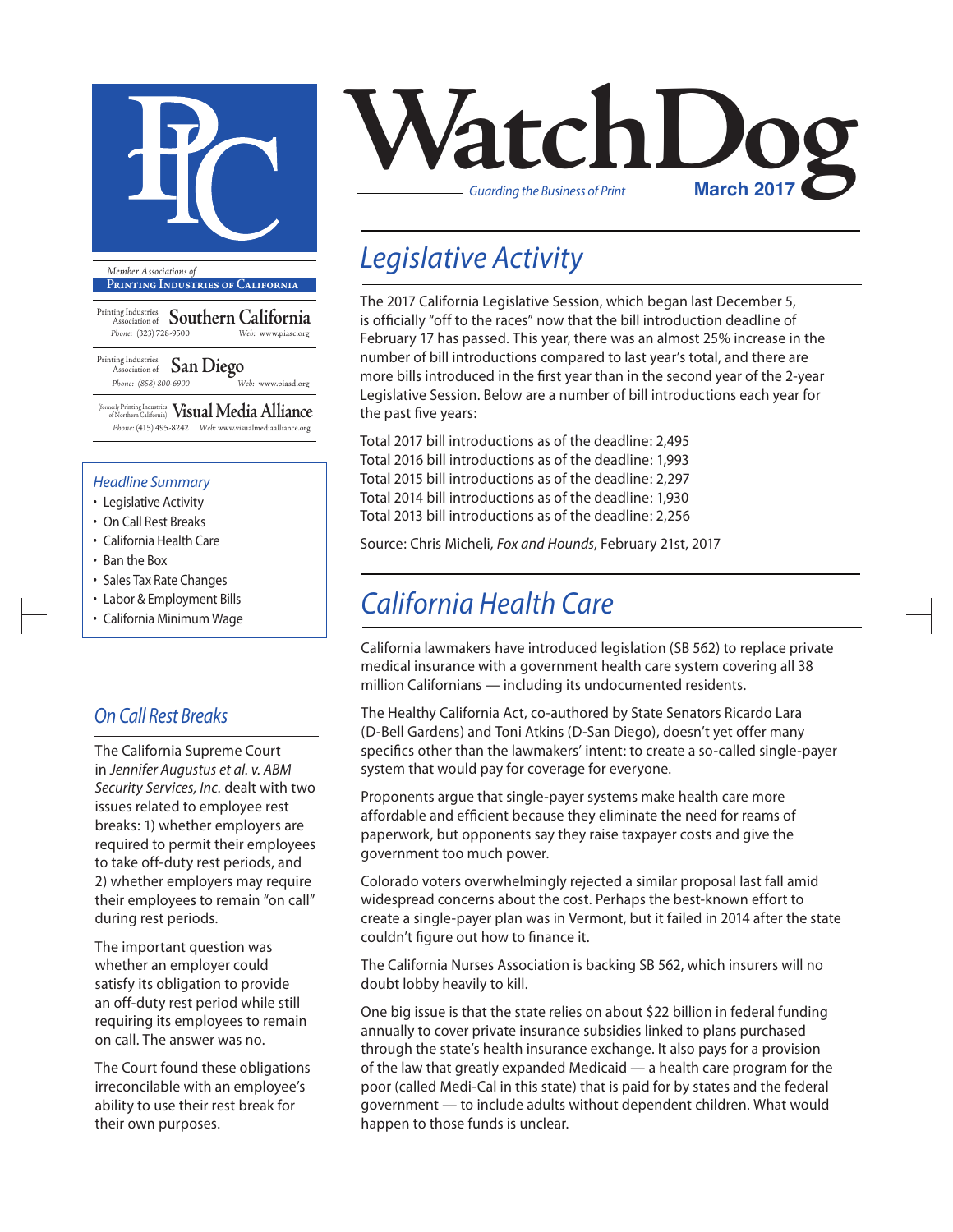# WatchDog

*Guarding the Business of Print*

**March 2017**

*Member Associations of*

**Printing Industries of California**

Printing Industries Association of **Southern California**
*Phone:* (323) 728-9500 *Web:* www.piasc.org

Printing Industries Association of **San Diego**
*Phone:* (858) 800-6900 *Web:* www.piasd.org

(formerly Printing Industries of Northern California) **Visual Media Alliance**
*Phone:* (415) 495-8242 *Web:* www.visualmediaalliance.org

### *Headline Summary*

- Legislative Activity
- On Call Rest Breaks
- California Health Care
- Ban the Box
- Sales Tax Rate Changes
- Labor & Employment Bills
- California Minimum Wage

## *On Call Rest Breaks*

The California Supreme Court in *Jennifer Augustus et al. v. ABM Security Services, Inc.* dealt with two issues related to employee rest breaks: 1) whether employers are required to permit their employees to take off-duty rest periods, and 2) whether employers may require their employees to remain "on call" during rest periods.

The important question was whether an employer could satisfy its obligation to provide an off-duty rest period while still requiring its employees to remain on call. The answer was no.

The Court found these obligations irreconcilable with an employee's ability to use their rest break for their own purposes.

## *Legislative Activity*

The 2017 California Legislative Session, which began last December 5, is officially "off to the races" now that the bill introduction deadline of February 17 has passed. This year, there was an almost 25% increase in the number of bill introductions compared to last year's total, and there are more bills introduced in the first year than in the second year of the 2-year Legislative Session. Below are a number of bill introductions each year for the past five years:

Total 2017 bill introductions as of the deadline: 2,495
Total 2016 bill introductions as of the deadline: 1,993
Total 2015 bill introductions as of the deadline: 2,297
Total 2014 bill introductions as of the deadline: 1,930
Total 2013 bill introductions as of the deadline: 2,256

Source: Chris Micheli, *Fox and Hounds*, February 21st, 2017

## *California Health Care*

California lawmakers have introduced legislation (SB 562) to replace private medical insurance with a government health care system covering all 38 million Californians — including its undocumented residents.

The Healthy California Act, co-authored by State Senators Ricardo Lara (D-Bell Gardens) and Toni Atkins (D-San Diego), doesn't yet offer many specifics other than the lawmakers' intent: to create a so-called single-payer system that would pay for coverage for everyone.

Proponents argue that single-payer systems make health care more affordable and efficient because they eliminate the need for reams of paperwork, but opponents say they raise taxpayer costs and give the government too much power.

Colorado voters overwhelmingly rejected a similar proposal last fall amid widespread concerns about the cost. Perhaps the best-known effort to create a single-payer plan was in Vermont, but it failed in 2014 after the state couldn't figure out how to finance it.

The California Nurses Association is backing SB 562, which insurers will no doubt lobby heavily to kill.

One big issue is that the state relies on about $22 billion in federal funding annually to cover private insurance subsidies linked to plans purchased through the state's health insurance exchange. It also pays for a provision of the law that greatly expanded Medicaid — a health care program for the poor (called Medi-Cal in this state) that is paid for by states and the federal government — to include adults without dependent children. What would happen to those funds is unclear.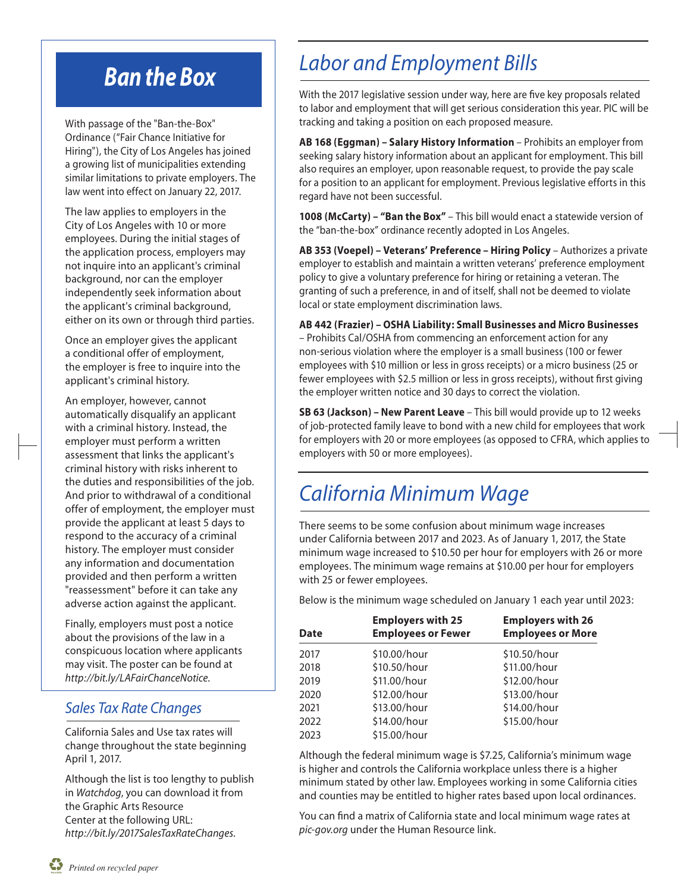# Ban the Box

With passage of the "Ban-the-Box" Ordinance ("Fair Chance Initiative for Hiring"), the City of Los Angeles has joined a growing list of municipalities extending similar limitations to private employers. The law went into effect on January 22, 2017.

The law applies to employers in the City of Los Angeles with 10 or more employees. During the initial stages of the application process, employers may not inquire into an applicant's criminal background, nor can the employer independently seek information about the applicant's criminal background, either on its own or through third parties.

Once an employer gives the applicant a conditional offer of employment, the employer is free to inquire into the applicant's criminal history.

An employer, however, cannot automatically disqualify an applicant with a criminal history. Instead, the employer must perform a written assessment that links the applicant's criminal history with risks inherent to the duties and responsibilities of the job. And prior to withdrawal of a conditional offer of employment, the employer must provide the applicant at least 5 days to respond to the accuracy of a criminal history. The employer must consider any information and documentation provided and then perform a written "reassessment" before it can take any adverse action against the applicant.

Finally, employers must post a notice about the provisions of the law in a conspicuous location where applicants may visit. The poster can be found at *http://bit.ly/LAFairChanceNotice*.

## Sales Tax Rate Changes

California Sales and Use tax rates will change throughout the state beginning April 1, 2017.

Although the list is too lengthy to publish in *Watchdog*, you can download it from the Graphic Arts Resource Center at the following URL: *http://bit.ly/2017SalesTaxRateChanges*.

# Labor and Employment Bills

With the 2017 legislative session under way, here are five key proposals related to labor and employment that will get serious consideration this year. PIC will be tracking and taking a position on each proposed measure.

**AB 168 (Eggman) – Salary History Information** – Prohibits an employer from seeking salary history information about an applicant for employment. This bill also requires an employer, upon reasonable request, to provide the pay scale for a position to an applicant for employment. Previous legislative efforts in this regard have not been successful.

**1008 (McCarty) – "Ban the Box"** – This bill would enact a statewide version of the "ban-the-box" ordinance recently adopted in Los Angeles.

**AB 353 (Voepel) – Veterans' Preference – Hiring Policy** – Authorizes a private employer to establish and maintain a written veterans' preference employment policy to give a voluntary preference for hiring or retaining a veteran. The granting of such a preference, in and of itself, shall not be deemed to violate local or state employment discrimination laws.

**AB 442 (Frazier) – OSHA Liability: Small Businesses and Micro Businesses** – Prohibits Cal/OSHA from commencing an enforcement action for any non-serious violation where the employer is a small business (100 or fewer employees with $10 million or less in gross receipts) or a micro business (25 or fewer employees with $2.5 million or less in gross receipts), without first giving the employer written notice and 30 days to correct the violation.

**SB 63 (Jackson) – New Parent Leave** – This bill would provide up to 12 weeks of job-protected family leave to bond with a new child for employees that work for employers with 20 or more employees (as opposed to CFRA, which applies to employers with 50 or more employees).

# California Minimum Wage

There seems to be some confusion about minimum wage increases under California between 2017 and 2023. As of January 1, 2017, the State minimum wage increased to $10.50 per hour for employers with 26 or more employees. The minimum wage remains at $10.00 per hour for employers with 25 or fewer employees.

Below is the minimum wage scheduled on January 1 each year until 2023:

| Date | Employers with 25 Employees or Fewer | Employers with 26 Employees or More |
|---|---|---|
| 2017 | $10.00/hour | $10.50/hour |
| 2018 | $10.50/hour | $11.00/hour |
| 2019 | $11.00/hour | $12.00/hour |
| 2020 | $12.00/hour | $13.00/hour |
| 2021 | $13.00/hour | $14.00/hour |
| 2022 | $14.00/hour | $15.00/hour |
| 2023 | $15.00/hour | |

Although the federal minimum wage is $7.25, California's minimum wage is higher and controls the California workplace unless there is a higher minimum stated by other law. Employees working in some California cities and counties may be entitled to higher rates based upon local ordinances.

You can find a matrix of California state and local minimum wage rates at *pic-gov.org* under the Human Resource link.

*Printed on recycled paper*